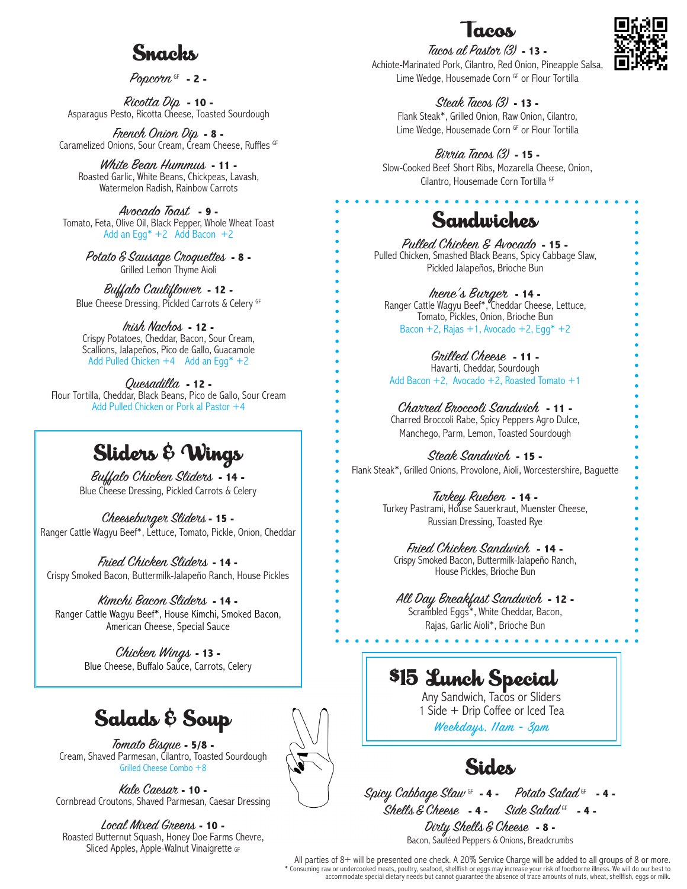## Snacks

*Popcorn* GF - 2 -

*Ricotta Dip* - 10 -
Asparagus Pesto, Ricotta Cheese, Toasted Sourdough

*French Onion Dip* - 8 -
Caramelized Onions, Sour Cream, Cream Cheese, Ruffles GF

*White Bean Hummus* - 11 -
Roasted Garlic, White Beans, Chickpeas, Lavash, Watermelon Radish, Rainbow Carrots

*Avocado Toast* - 9 -
Tomato, Feta, Olive Oil, Black Pepper, Whole Wheat Toast
Add an Egg* +2 Add Bacon +2

*Potato & Sausage Croquettes* - 8 -
Grilled Lemon Thyme Aioli

*Buffalo Cauliflower* - 12 -
Blue Cheese Dressing, Pickled Carrots & Celery GF

*Irish Nachos* - 12 -
Crispy Potatoes, Cheddar, Bacon, Sour Cream, Scallions, Jalapeños, Pico de Gallo, Guacamole
Add Pulled Chicken +4 Add an Egg* +2

*Quesadilla* - 12 -
Flour Tortilla, Cheddar, Black Beans, Pico de Gallo, Sour Cream
Add Pulled Chicken or Pork al Pastor +4

## Sliders & Wings

*Buffalo Chicken Sliders* - 14 -
Blue Cheese Dressing, Pickled Carrots & Celery

*Cheeseburger Sliders* - 15 -
Ranger Cattle Wagyu Beef*, Lettuce, Tomato, Pickle, Onion, Cheddar

*Fried Chicken Sliders* - 14 -
Crispy Smoked Bacon, Buttermilk-Jalapeño Ranch, House Pickles

*Kimchi Bacon Sliders* - 14 -
Ranger Cattle Wagyu Beef*, House Kimchi, Smoked Bacon, American Cheese, Special Sauce

*Chicken Wings* - 13 -
Blue Cheese, Buffalo Sauce, Carrots, Celery

## Salads & Soup

*Tomato Bisque* - 5/8 -
Cream, Shaved Parmesan, Cilantro, Toasted Sourdough
Grilled Cheese Combo +8

*Kale Caesar* - 10 -
Cornbread Croutons, Shaved Parmesan, Caesar Dressing

*Local Mixed Greens* - 10 -
Roasted Butternut Squash, Honey Doe Farms Chevre, Sliced Apples, Apple-Walnut Vinaigrette GF

## Tacos

*Tacos al Pastor (3)* - 13 -
Achiote-Marinated Pork, Cilantro, Red Onion, Pineapple Salsa, Lime Wedge, Housemade Corn GF or Flour Tortilla

*Steak Tacos (3)* - 13 -
Flank Steak*, Grilled Onion, Raw Onion, Cilantro, Lime Wedge, Housemade Corn GF or Flour Tortilla

*Birria Tacos (3)* - 15 -
Slow-Cooked Beef Short Ribs, Mozarella Cheese, Onion, Cilantro, Housemade Corn Tortilla GF

## Sandwiches

*Pulled Chicken & Avocado* - 15 -
Pulled Chicken, Smashed Black Beans, Spicy Cabbage Slaw, Pickled Jalapeños, Brioche Bun

*Irene's Burger* - 14 -
Ranger Cattle Wagyu Beef*, Cheddar Cheese, Lettuce, Tomato, Pickles, Onion, Brioche Bun
Bacon +2, Rajas +1, Avocado +2, Egg* +2

*Grilled Cheese* - 11 -
Havarti, Cheddar, Sourdough
Add Bacon +2, Avocado +2, Roasted Tomato +1

*Charred Broccoli Sandwich* - 11 -
Charred Broccoli Rabe, Spicy Peppers Agro Dulce, Manchego, Parm, Lemon, Toasted Sourdough

*Steak Sandwich* - 15 -
Flank Steak*, Grilled Onions, Provolone, Aioli, Worcestershire, Baguette

*Turkey Rueben* - 14 -
Turkey Pastrami, House Sauerkraut, Muenster Cheese, Russian Dressing, Toasted Rye

*Fried Chicken Sandwich* - 14 -
Crispy Smoked Bacon, Buttermilk-Jalapeño Ranch, House Pickles, Brioche Bun

*All Day Breakfast Sandwich* - 12 -
Scrambled Eggs*, White Cheddar, Bacon, Rajas, Garlic Aioli*, Brioche Bun

## $15 Lunch Special

Any Sandwich, Tacos or Sliders
1 Side + Drip Coffee or Iced Tea
*Weekdays, 11am - 3pm*

## Sides

*Spicy Cabbage Slaw* GF - 4 -
*Potato Salad* GF - 4 -
*Shells & Cheese* - 4 -
*Side Salad* GF - 4 -
*Dirty Shells & Cheese* - 8 -
Bacon, Sautéed Peppers & Onions, Breadcrumbs

All parties of 8+ will be presented one check. A 20% Service Charge will be added to all groups of 8 or more.
* Consuming raw or undercooked meats, poultry, seafood, shellfish or eggs may increase your risk of foodborne illness. We will do our best to accommodate special dietary needs but cannot guarantee the absence of trace amounts of nuts, wheat, shellfish, eggs or milk.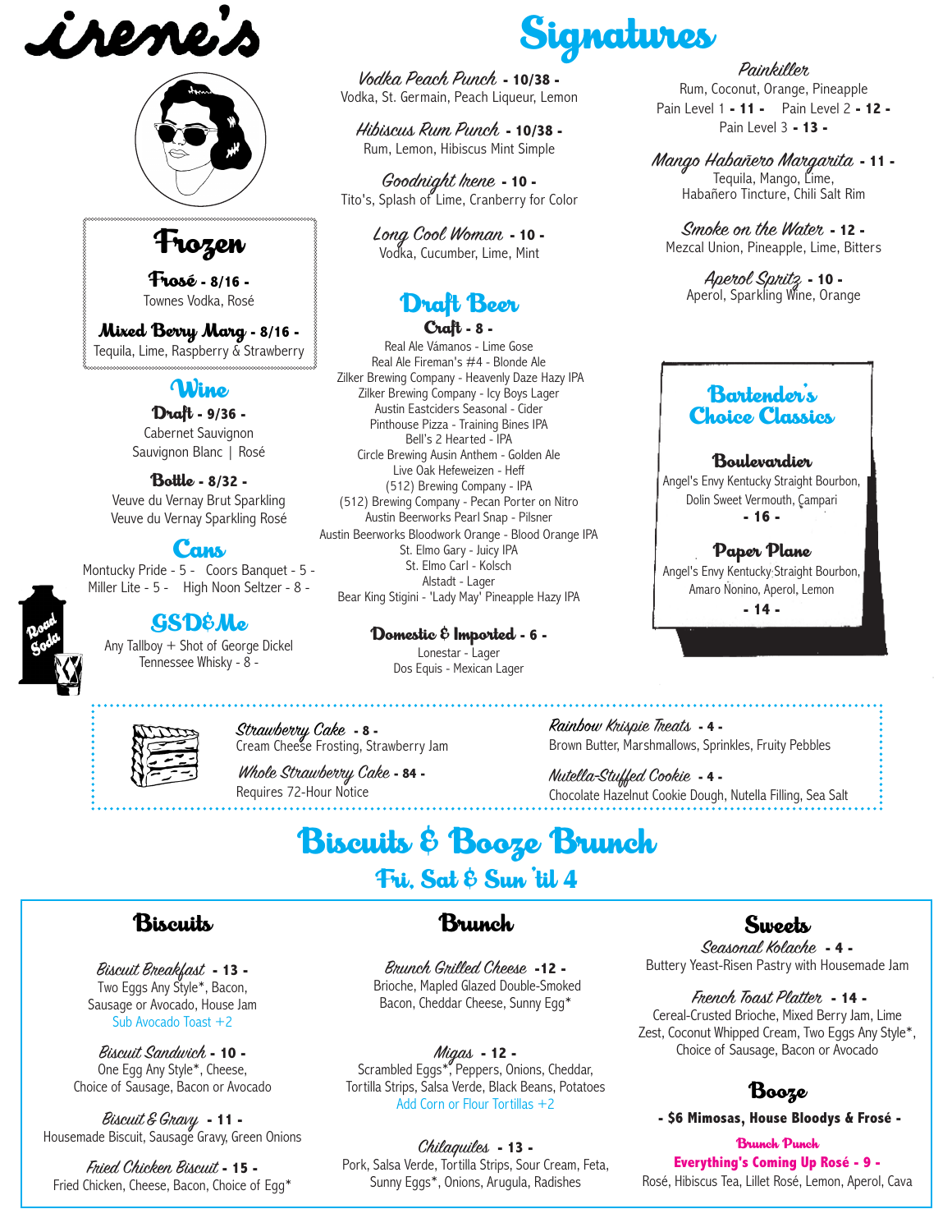# irene's

## Frozen

**Frosé** - 8/16 -
Townes Vodka, Rosé

**Mixed Berry Marg** - 8/16 -
Tequila, Lime, Raspberry & Strawberry

## Wine

**Draft** - 9/36 -
Cabernet Sauvignon
Sauvignon Blanc | Rosé

**Bottle** - 8/32 -
Veuve du Vernay Brut Sparkling
Veuve du Vernay Sparkling Rosé

## Cans

Montucky Pride - 5 - Coors Banquet - 5 -
Miller Lite - 5 - High Noon Seltzer - 8 -

## GSD&Me

Any Tallboy + Shot of George Dickel Tennessee Whisky - 8 -

Road Soda

## Signatures

*Vodka Peach Punch* - 10/38 -
Vodka, St. Germain, Peach Liqueur, Lemon

*Hibiscus Rum Punch* - 10/38 -
Rum, Lemon, Hibiscus Mint Simple

*Goodnight Irene* - 10 -
Tito's, Splash of Lime, Cranberry for Color

*Long Cool Woman* - 10 -
Vodka, Cucumber, Lime, Mint

*Painkiller*
Rum, Coconut, Orange, Pineapple
Pain Level 1 - 11 - Pain Level 2 - 12 -
Pain Level 3 - 13 -

*Mango Habañero Margarita* - 11 -
Tequila, Mango, Lime,
Habañero Tincture, Chili Salt Rim

*Smoke on the Water* - 12 -
Mezcal Union, Pineapple, Lime, Bitters

*Aperol Spritz* - 10 -
Aperol, Sparkling Wine, Orange

## Draft Beer

**Craft** - 8 -
Real Ale Vámanos - Lime Gose
Real Ale Fireman's #4 - Blonde Ale
Zilker Brewing Company - Heavenly Daze Hazy IPA
Zilker Brewing Company - Icy Boys Lager
Austin Eastciders Seasonal - Cider
Pinthouse Pizza - Training Bines IPA
Bell's 2 Hearted - IPA
Circle Brewing Ausin Anthem - Golden Ale
Live Oak Hefeweizen - Heff
(512) Brewing Company - IPA
(512) Brewing Company - Pecan Porter on Nitro
Austin Beerworks Pearl Snap - Pilsner
Austin Beerworks Bloodwork Orange - Blood Orange IPA
St. Elmo Gary - Juicy IPA
St. Elmo Carl - Kolsch
Alstadt - Lager
Bear King Stigini - 'Lady May' Pineapple Hazy IPA

**Domestic & Imported** - 6 -
Lonestar - Lager
Dos Equis - Mexican Lager

## Bartender's Choice Classics

**Boulevardier**
Angel's Envy Kentucky Straight Bourbon, Dolin Sweet Vermouth, Campari
- 16 -

**Paper Plane**
Angel's Envy Kentucky Straight Bourbon, Amaro Nonino, Aperol, Lemon
- 14 -

---

*Strawberry Cake* - 8 -
Cream Cheese Frosting, Strawberry Jam

*Whole Strawberry Cake* - 84 -
Requires 72-Hour Notice

*Rainbow Krispie Treats* - 4 -
Brown Butter, Marshmallows, Sprinkles, Fruity Pebbles

*Nutella-Stuffed Cookie* - 4 -
Chocolate Hazelnut Cookie Dough, Nutella Filling, Sea Salt

# Biscuits & Booze Brunch

## Fri, Sat & Sun 'til 4

### Biscuits

*Biscuit Breakfast* - 13 -
Two Eggs Any Style*, Bacon, Sausage or Avocado, House Jam
Sub Avocado Toast +2

*Biscuit Sandwich* - 10 -
One Egg Any Style*, Cheese, Choice of Sausage, Bacon or Avocado

*Biscuit & Gravy* - 11 -
Housemade Biscuit, Sausage Gravy, Green Onions

*Fried Chicken Biscuit* - 15 -
Fried Chicken, Cheese, Bacon, Choice of Egg*

### Brunch

*Brunch Grilled Cheese* -12 -
Brioche, Mapled Glazed Double-Smoked Bacon, Cheddar Cheese, Sunny Egg*

*Migas* - 12 -
Scrambled Eggs*, Peppers, Onions, Cheddar, Tortilla Strips, Salsa Verde, Black Beans, Potatoes
Add Corn or Flour Tortillas +2

*Chilaquiles* - 13 -
Pork, Salsa Verde, Tortilla Strips, Sour Cream, Feta, Sunny Eggs*, Onions, Arugula, Radishes

### Sweets

*Seasonal Kolache* - 4 -
Buttery Yeast-Risen Pastry with Housemade Jam

*French Toast Platter* - 14 -
Cereal-Crusted Brioche, Mixed Berry Jam, Lime Zest, Coconut Whipped Cream, Two Eggs Any Style*, Choice of Sausage, Bacon or Avocado

### Booze

- $6 Mimosas, House Bloodys & Frosé -

**Brunch Punch**
**Everything's Coming Up Rosé - 9 -**
Rosé, Hibiscus Tea, Lillet Rosé, Lemon, Aperol, Cava